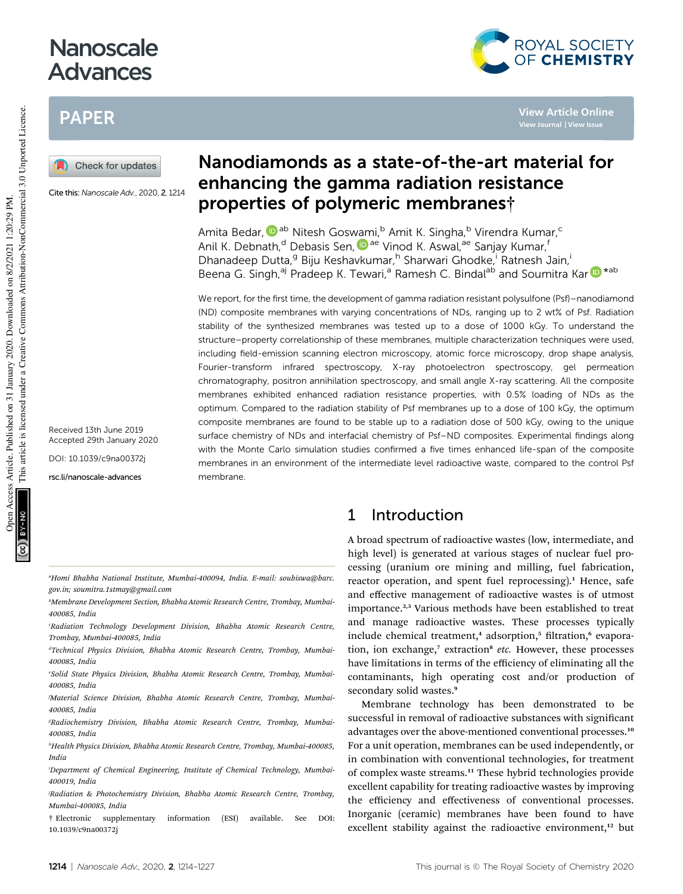# Nanodiamonds as a state-of-the-art material for enhancing the gamma radiation resistance properties of polymeric membranes†

Amita Bedar,[ab] Nitesh Goswami,[b] Amit K. Singha,[b] Virendra Kumar,[c] Anil K. Debnath,[d] Debasis Sen,[ae] Vinod K. Aswal,[ae] Sanjay Kumar,[f] Dhanadeep Dutta,[g] Biju Keshavkumar,[h] Sharwari Ghodke,[i] Ratnesh Jain,[i] Beena G. Singh,[aj] Pradeep K. Tewari,[a] Ramesh C. Bindal[ab] and Soumitra Kar*[ab]

Cite this: *Nanoscale Adv.*, 2020, 2, 1214

Received 13th June 2019
Accepted 29th January 2020

DOI: 10.1039/c9na00372j

rsc.li/nanoscale-advances

We report, for the first time, the development of gamma radiation resistant polysulfone (Psf)–nanodiamond (ND) composite membranes with varying concentrations of NDs, ranging up to 2 wt% of Psf. Radiation stability of the synthesized membranes was tested up to a dose of 1000 kGy. To understand the structure–property correlationship of these membranes, multiple characterization techniques were used, including field-emission scanning electron microscopy, atomic force microscopy, drop shape analysis, Fourier-transform infrared spectroscopy, X-ray photoelectron spectroscopy, gel permeation chromatography, positron annihilation spectroscopy, and small angle X-ray scattering. All the composite membranes exhibited enhanced radiation resistance properties, with 0.5% loading of NDs as the optimum. Compared to the radiation stability of Psf membranes up to a dose of 100 kGy, the optimum composite membranes are found to be stable up to a radiation dose of 500 kGy, owing to the unique surface chemistry of NDs and interfacial chemistry of Psf–ND composites. Experimental findings along with the Monte Carlo simulation studies confirmed a five times enhanced life-span of the composite membranes in an environment of the intermediate level radioactive waste, compared to the control Psf membrane.

## 1 Introduction

A broad spectrum of radioactive wastes (low, intermediate, and high level) is generated at various stages of nuclear fuel processing (uranium ore mining and milling, fuel fabrication, reactor operation, and spent fuel reprocessing).[1] Hence, safe and effective management of radioactive wastes is of utmost importance.[2,3] Various methods have been established to treat and manage radioactive wastes. These processes typically include chemical treatment,[4] adsorption,[5] filtration,[6] evaporation, ion exchange,[7] extraction[8] *etc.* However, these processes have limitations in terms of the efficiency of eliminating all the contaminants, high operating cost and/or production of secondary solid wastes.[9]

Membrane technology has been demonstrated to be successful in removal of radioactive substances with significant advantages over the above-mentioned conventional processes.[10] For a unit operation, membranes can be used independently, or in combination with conventional technologies, for treatment of complex waste streams.[11] These hybrid technologies provide excellent capability for treating radioactive wastes by improving the efficiency and effectiveness of conventional processes. Inorganic (ceramic) membranes have been found to have excellent stability against the radioactive environment,[12] but

---

[a]Homi Bhabha National Institute, Mumbai-400094, India. E-mail: soubiswa@barc.gov.in; soumitra.1stmay@gmail.com

[b]Membrane Development Section, Bhabha Atomic Research Centre, Trombay, Mumbai-400085, India

[c]Radiation Technology Development Division, Bhabha Atomic Research Centre, Trombay, Mumbai-400085, India

[d]Technical Physics Division, Bhabha Atomic Research Centre, Trombay, Mumbai-400085, India

[e]Solid State Physics Division, Bhabha Atomic Research Centre, Trombay, Mumbai-400085, India

[f]Material Science Division, Bhabha Atomic Research Centre, Trombay, Mumbai-400085, India

[g]Radiochemistry Division, Bhabha Atomic Research Centre, Trombay, Mumbai-400085, India

[h]Health Physics Division, Bhabha Atomic Research Centre, Trombay, Mumbai-400085, India

[i]Department of Chemical Engineering, Institute of Chemical Technology, Mumbai-400019, India

[j]Radiation & Photochemistry Division, Bhabha Atomic Research Centre, Trombay, Mumbai-400085, India

† Electronic supplementary information (ESI) available. See DOI: 10.1039/c9na00372j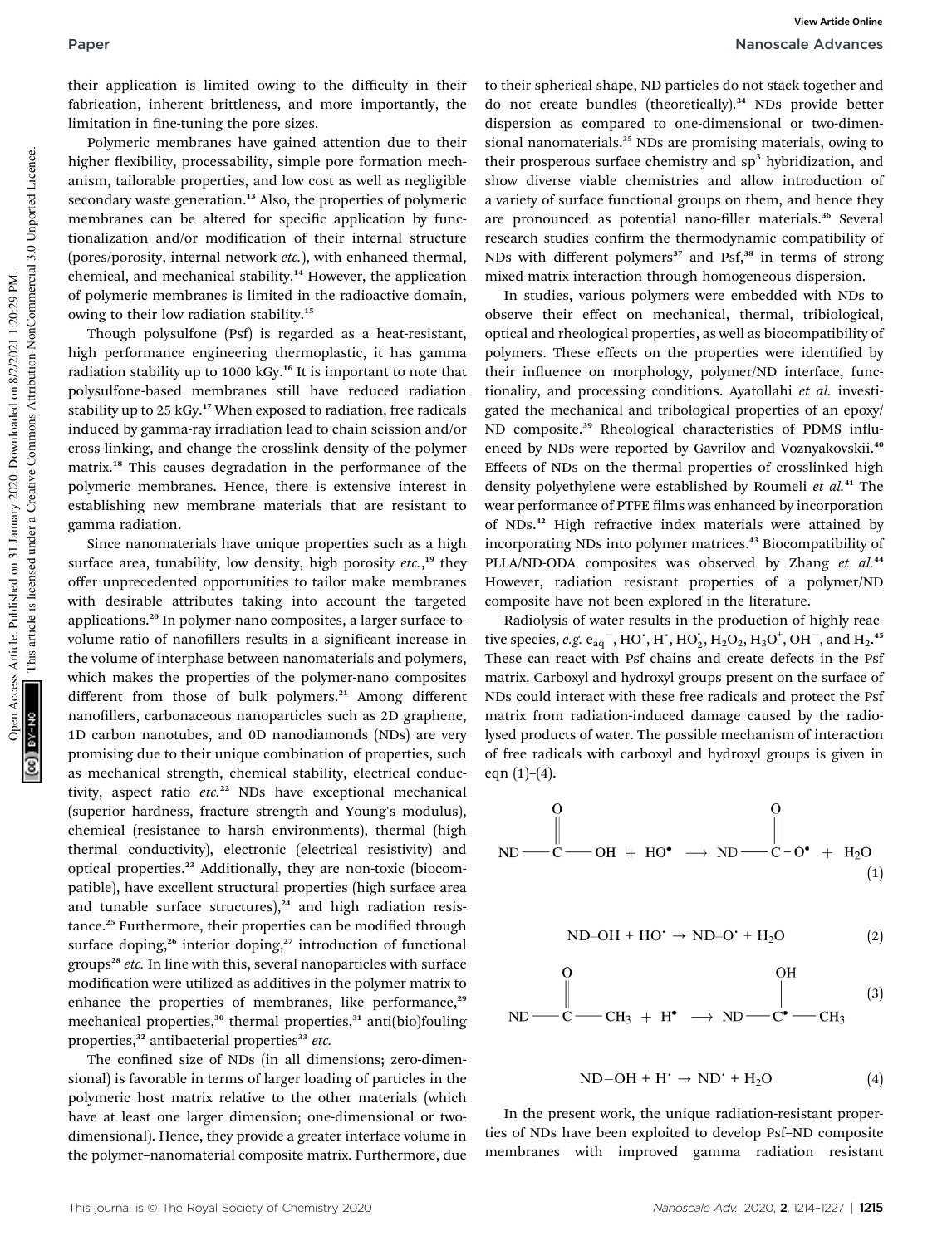their application is limited owing to the difficulty in their fabrication, inherent brittleness, and more importantly, the limitation in fine-tuning the pore sizes.

Polymeric membranes have gained attention due to their higher flexibility, processability, simple pore formation mechanism, tailorable properties, and low cost as well as negligible secondary waste generation.[13] Also, the properties of polymeric membranes can be altered for specific application by functionalization and/or modification of their internal structure (pores/porosity, internal network *etc.*), with enhanced thermal, chemical, and mechanical stability.[14] However, the application of polymeric membranes is limited in the radioactive domain, owing to their low radiation stability.[15]

Though polysulfone (Psf) is regarded as a heat-resistant, high performance engineering thermoplastic, it has gamma radiation stability up to 1000 kGy.[16] It is important to note that polysulfone-based membranes still have reduced radiation stability up to 25 kGy.[17] When exposed to radiation, free radicals induced by gamma-ray irradiation lead to chain scission and/or cross-linking, and change the crosslink density of the polymer matrix.[18] This causes degradation in the performance of the polymeric membranes. Hence, there is extensive interest in establishing new membrane materials that are resistant to gamma radiation.

Since nanomaterials have unique properties such as a high surface area, tunability, low density, high porosity *etc.*,[19] they offer unprecedented opportunities to tailor make membranes with desirable attributes taking into account the targeted applications.[20] In polymer-nano composites, a larger surface-to-volume ratio of nanofillers results in a significant increase in the volume of interphase between nanomaterials and polymers, which makes the properties of the polymer-nano composites different from those of bulk polymers.[21] Among different nanofillers, carbonaceous nanoparticles such as 2D graphene, 1D carbon nanotubes, and 0D nanodiamonds (NDs) are very promising due to their unique combination of properties, such as mechanical strength, chemical stability, electrical conductivity, aspect ratio *etc.*[22] NDs have exceptional mechanical (superior hardness, fracture strength and Young's modulus), chemical (resistance to harsh environments), thermal (high thermal conductivity), electronic (electrical resistivity) and optical properties.[23] Additionally, they are non-toxic (biocompatible), have excellent structural properties (high surface area and tunable surface structures),[24] and high radiation resistance.[25] Furthermore, their properties can be modified through surface doping,[26] interior doping,[27] introduction of functional groups[28] *etc.* In line with this, several nanoparticles with surface modification were utilized as additives in the polymer matrix to enhance the properties of membranes, like performance,[29] mechanical properties,[30] thermal properties,[31] anti(bio)fouling properties,[32] antibacterial properties[33] *etc.*

The confined size of NDs (in all dimensions; zero-dimensional) is favorable in terms of larger loading of particles in the polymeric host matrix relative to the other materials (which have at least one larger dimension; one-dimensional or two-dimensional). Hence, they provide a greater interface volume in the polymer–nanomaterial composite matrix. Furthermore, due to their spherical shape, ND particles do not stack together and do not create bundles (theoretically).[34] NDs provide better dispersion as compared to one-dimensional or two-dimensional nanomaterials.[35] NDs are promising materials, owing to their prosperous surface chemistry and $sp^3$ hybridization, and show diverse viable chemistries and allow introduction of a variety of surface functional groups on them, and hence they are pronounced as potential nano-filler materials.[36] Several research studies confirm the thermodynamic compatibility of NDs with different polymers[37] and Psf,[38] in terms of strong mixed-matrix interaction through homogeneous dispersion.

In studies, various polymers were embedded with NDs to observe their effect on mechanical, thermal, tribiological, optical and rheological properties, as well as biocompatibility of polymers. These effects on the properties were identified by their influence on morphology, polymer/ND interface, functionality, and processing conditions. Ayatollahi *et al.* investigated the mechanical and tribological properties of an epoxy/ND composite.[39] Rheological characteristics of PDMS influenced by NDs were reported by Gavrilov and Voznyakovskii.[40] Effects of NDs on the thermal properties of crosslinked high density polyethylene were established by Roumeli *et al.*[41] The wear performance of PTFE films was enhanced by incorporation of NDs.[42] High refractive index materials were attained by incorporating NDs into polymer matrices.[43] Biocompatibility of PLLA/ND-ODA composites was observed by Zhang *et al.*[44] However, radiation resistant properties of a polymer/ND composite have not been explored in the literature.

Radiolysis of water results in the production of highly reactive species, *e.g.* $e_{aq}^-$, $HO^•$, $H^•$, $HO_2^•$, $H_2O_2$, $H_3O^+$, $OH^-$, and $H_2$.[45] These can react with Psf chains and create defects in the Psf matrix. Carboxyl and hydroxyl groups present on the surface of NDs could interact with these free radicals and protect the Psf matrix from radiation-induced damage caused by the radiolysed products of water. The possible mechanism of interaction of free radicals with carboxyl and hydroxyl groups is given in eqn (1)–(4).

$$\mathrm{ND{-}C({=}O){-}OH} + \mathrm{HO^{\bullet}} \longrightarrow \mathrm{ND{-}C({=}O){-}O^{\bullet}} + \mathrm{H_2O} \quad (1)$$

$$\mathrm{ND{-}OH} + \mathrm{HO^{\bullet}} \rightarrow \mathrm{ND{-}O^{\bullet}} + \mathrm{H_2O} \quad (2)$$

$$\mathrm{ND{-}C({=}O){-}CH_3} + \mathrm{H^{\bullet}} \longrightarrow \mathrm{ND{-}C^{\bullet}(OH){-}CH_3} \quad (3)$$

$$\mathrm{ND{-}OH} + \mathrm{H^{\bullet}} \rightarrow \mathrm{ND^{\bullet}} + \mathrm{H_2O} \quad (4)$$

In the present work, the unique radiation-resistant properties of NDs have been exploited to develop Psf–ND composite membranes with improved gamma radiation resistant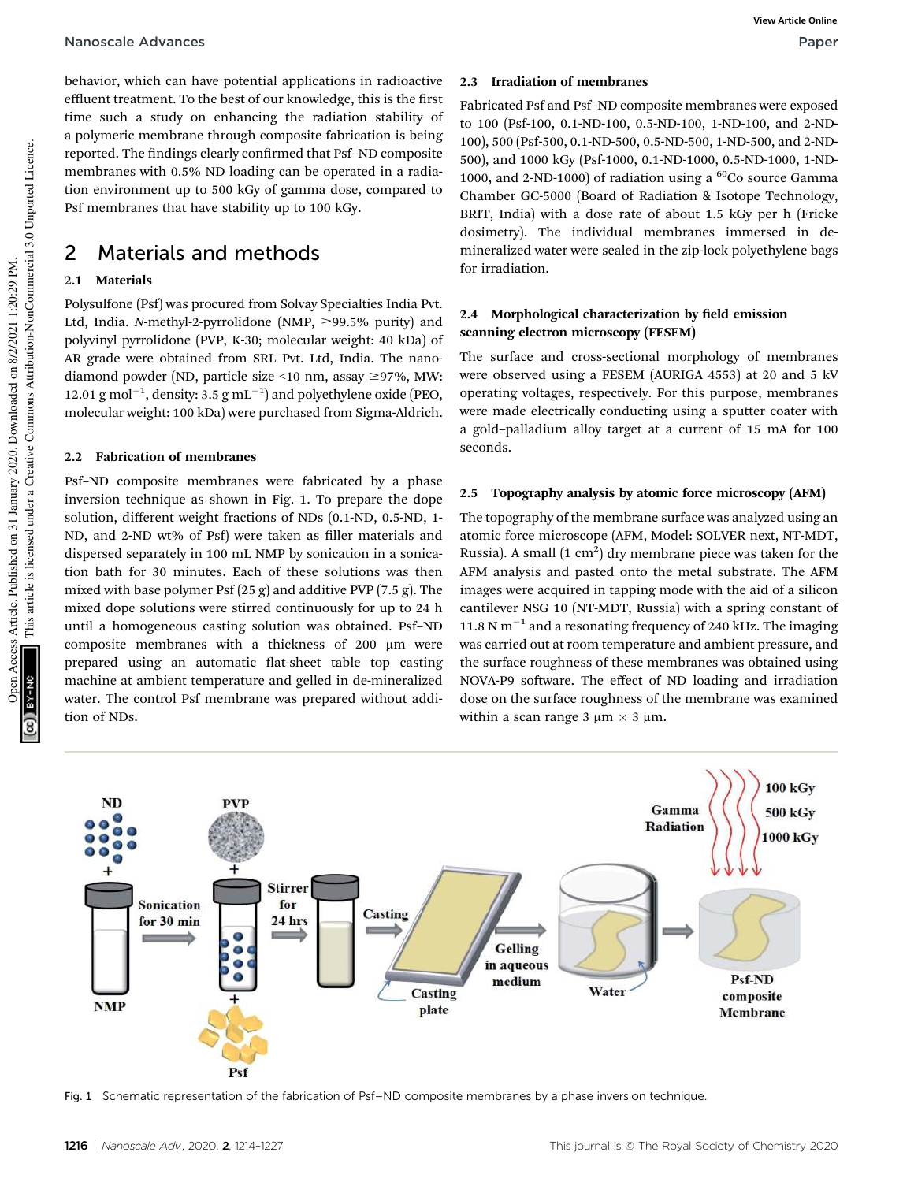behavior, which can have potential applications in radioactive effluent treatment. To the best of our knowledge, this is the first time such a study on enhancing the radiation stability of a polymeric membrane through composite fabrication is being reported. The findings clearly confirmed that Psf–ND composite membranes with 0.5% ND loading can be operated in a radiation environment up to 500 kGy of gamma dose, compared to Psf membranes that have stability up to 100 kGy.

## 2 Materials and methods

### 2.1 Materials

Polysulfone (Psf) was procured from Solvay Specialties India Pvt. Ltd, India. *N*-methyl-2-pyrrolidone (NMP, ≥99.5% purity) and polyvinyl pyrrolidone (PVP, K-30; molecular weight: 40 kDa) of AR grade were obtained from SRL Pvt. Ltd, India. The nanodiamond powder (ND, particle size <10 nm, assay ≥97%, MW: 12.01 g $mol^{-1}$, density: 3.5 g $mL^{-1}$) and polyethylene oxide (PEO, molecular weight: 100 kDa) were purchased from Sigma-Aldrich.

### 2.2 Fabrication of membranes

Psf–ND composite membranes were fabricated by a phase inversion technique as shown in Fig. 1. To prepare the dope solution, different weight fractions of NDs (0.1-ND, 0.5-ND, 1-ND, and 2-ND wt% of Psf) were taken as filler materials and dispersed separately in 100 mL NMP by sonication in a sonication bath for 30 minutes. Each of these solutions was then mixed with base polymer Psf (25 g) and additive PVP (7.5 g). The mixed dope solutions were stirred continuously for up to 24 h until a homogeneous casting solution was obtained. Psf–ND composite membranes with a thickness of 200 μm were prepared using an automatic flat-sheet table top casting machine at ambient temperature and gelled in de-mineralized water. The control Psf membrane was prepared without addition of NDs.

### 2.3 Irradiation of membranes

Fabricated Psf and Psf–ND composite membranes were exposed to 100 (Psf-100, 0.1-ND-100, 0.5-ND-100, 1-ND-100, and 2-ND-100), 500 (Psf-500, 0.1-ND-500, 0.5-ND-500, 1-ND-500, and 2-ND-500), and 1000 kGy (Psf-1000, 0.1-ND-1000, 0.5-ND-1000, 1-ND-1000, and 2-ND-1000) of radiation using a $^{60}Co$ source Gamma Chamber GC-5000 (Board of Radiation & Isotope Technology, BRIT, India) with a dose rate of about 1.5 kGy per h (Fricke dosimetry). The individual membranes immersed in de-mineralized water were sealed in the zip-lock polyethylene bags for irradiation.

### 2.4 Morphological characterization by field emission scanning electron microscopy (FESEM)

The surface and cross-sectional morphology of membranes were observed using a FESEM (AURIGA 4553) at 20 and 5 kV operating voltages, respectively. For this purpose, membranes were made electrically conducting using a sputter coater with a gold–palladium alloy target at a current of 15 mA for 100 seconds.

### 2.5 Topography analysis by atomic force microscopy (AFM)

The topography of the membrane surface was analyzed using an atomic force microscope (AFM, Model: SOLVER next, NT-MDT, Russia). A small (1 $cm^2$) dry membrane piece was taken for the AFM analysis and pasted onto the metal substrate. The AFM images were acquired in tapping mode with the aid of a silicon cantilever NSG 10 (NT-MDT, Russia) with a spring constant of 11.8 N $m^{-1}$ and a resonating frequency of 240 kHz. The imaging was carried out at room temperature and ambient pressure, and the surface roughness of these membranes was obtained using NOVA-P9 software. The effect of ND loading and irradiation dose on the surface roughness of the membrane was examined within a scan range 3 μm × 3 μm.

Fig. 1 Schematic representation of the fabrication of Psf–ND composite membranes by a phase inversion technique.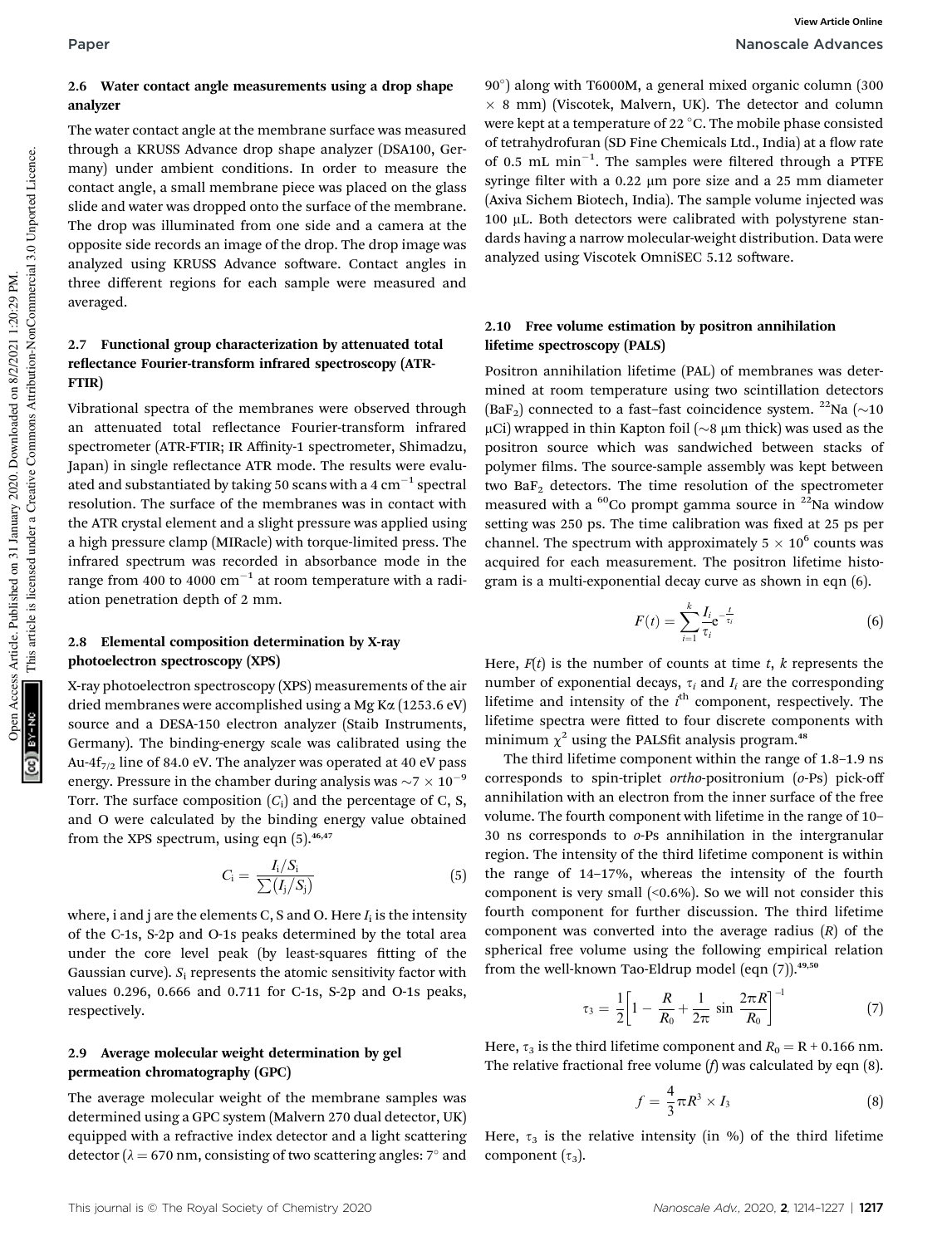### 2.6 Water contact angle measurements using a drop shape analyzer

The water contact angle at the membrane surface was measured through a KRUSS Advance drop shape analyzer (DSA100, Germany) under ambient conditions. In order to measure the contact angle, a small membrane piece was placed on the glass slide and water was dropped onto the surface of the membrane. The drop was illuminated from one side and a camera at the opposite side records an image of the drop. The drop image was analyzed using KRUSS Advance software. Contact angles in three different regions for each sample were measured and averaged.

### 2.7 Functional group characterization by attenuated total reflectance Fourier-transform infrared spectroscopy (ATR-FTIR)

Vibrational spectra of the membranes were observed through an attenuated total reflectance Fourier-transform infrared spectrometer (ATR-FTIR; IR Affinity-1 spectrometer, Shimadzu, Japan) in single reflectance ATR mode. The results were evaluated and substantiated by taking 50 scans with a 4 $cm^{-1}$ spectral resolution. The surface of the membranes was in contact with the ATR crystal element and a slight pressure was applied using a high pressure clamp (MIRacle) with torque-limited press. The infrared spectrum was recorded in absorbance mode in the range from 400 to 4000 $cm^{-1}$ at room temperature with a radiation penetration depth of 2 mm.

### 2.8 Elemental composition determination by X-ray photoelectron spectroscopy (XPS)

X-ray photoelectron spectroscopy (XPS) measurements of the air dried membranes were accomplished using a Mg Kα (1253.6 eV) source and a DESA-150 electron analyzer (Staib Instruments, Germany). The binding-energy scale was calibrated using the Au-4$f_{7/2}$ line of 84.0 eV. The analyzer was operated at 40 eV pass energy. Pressure in the chamber during analysis was ~$7 \times 10^{-9}$ Torr. The surface composition ($C_i$) and the percentage of C, S, and O were calculated by the binding energy value obtained from the XPS spectrum, using eqn (5).[46,47]

$$C_i = \frac{I_i/S_i}{\sum(I_j/S_j)} \tag{5}$$

where, i and j are the elements C, S and O. Here $I_i$ is the intensity of the C-1s, S-2p and O-1s peaks determined by the total area under the core level peak (by least-squares fitting of the Gaussian curve). $S_i$ represents the atomic sensitivity factor with values 0.296, 0.666 and 0.711 for C-1s, S-2p and O-1s peaks, respectively.

### 2.9 Average molecular weight determination by gel permeation chromatography (GPC)

The average molecular weight of the membrane samples was determined using a GPC system (Malvern 270 dual detector, UK) equipped with a refractive index detector and a light scattering detector (λ = 670 nm, consisting of two scattering angles: 7° and 90°) along with T6000M, a general mixed organic column (300 × 8 mm) (Viscotek, Malvern, UK). The detector and column were kept at a temperature of 22 °C. The mobile phase consisted of tetrahydrofuran (SD Fine Chemicals Ltd., India) at a flow rate of 0.5 mL $min^{-1}$. The samples were filtered through a PTFE syringe filter with a 0.22 μm pore size and a 25 mm diameter (Axiva Sichem Biotech, India). The sample volume injected was 100 μL. Both detectors were calibrated with polystyrene standards having a narrow molecular-weight distribution. Data were analyzed using Viscotek OmniSEC 5.12 software.

### 2.10 Free volume estimation by positron annihilation lifetime spectroscopy (PALS)

Positron annihilation lifetime (PAL) of membranes was determined at room temperature using two scintillation detectors ($BaF_2$) connected to a fast–fast coincidence system. $^{22}$Na (~10 μCi) wrapped in thin Kapton foil (~8 μm thick) was used as the positron source which was sandwiched between stacks of polymer films. The source-sample assembly was kept between two $BaF_2$ detectors. The time resolution of the spectrometer measured with a $^{60}$Co prompt gamma source in $^{22}$Na window setting was 250 ps. The time calibration was fixed at 25 ps per channel. The spectrum with approximately $5 \times 10^6$ counts was acquired for each measurement. The positron lifetime histogram is a multi-exponential decay curve as shown in eqn (6).

$$F(t) = \sum_{i=1}^{k} \frac{I_i}{\tau_i} e^{-\frac{t}{\tau_i}} \tag{6}$$

Here, $F(t)$ is the number of counts at time $t$, $k$ represents the number of exponential decays, $\tau_i$ and $I_i$ are the corresponding lifetime and intensity of the $i^{th}$ component, respectively. The lifetime spectra were fitted to four discrete components with minimum $\chi^2$ using the PALSfit analysis program.[48]

The third lifetime component within the range of 1.8–1.9 ns corresponds to spin-triplet *ortho*-positronium (*o*-Ps) pick-off annihilation with an electron from the inner surface of the free volume. The fourth component with lifetime in the range of 10–30 ns corresponds to *o*-Ps annihilation in the intergranular region. The intensity of the third lifetime component is within the range of 14–17%, whereas the intensity of the fourth component is very small (<0.6%). So we will not consider this fourth component for further discussion. The third lifetime component was converted into the average radius ($R$) of the spherical free volume using the following empirical relation from the well-known Tao-Eldrup model (eqn (7)).[49,50]

$$\tau_3 = \frac{1}{2}\left[1 - \frac{R}{R_0} + \frac{1}{2\pi} \sin \frac{2\pi R}{R_0}\right]^{-1} \tag{7}$$

Here, $\tau_3$ is the third lifetime component and $R_0 = R + 0.166$ nm. The relative fractional free volume ($f$) was calculated by eqn (8).

$$f = \frac{4}{3}\pi R^3 \times I_3 \tag{8}$$

Here, $\tau_3$ is the relative intensity (in %) of the third lifetime component ($\tau_3$).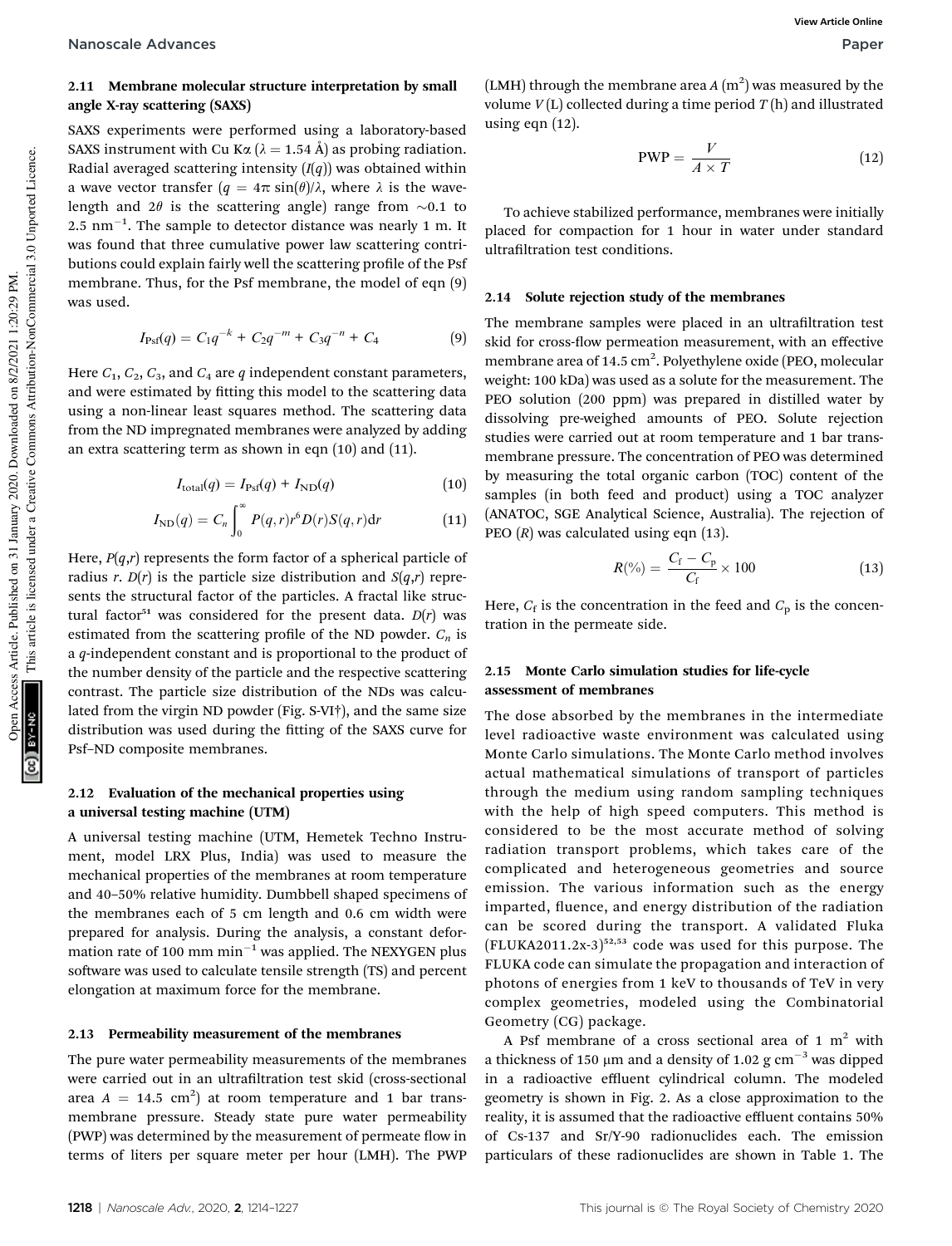### 2.11 Membrane molecular structure interpretation by small angle X-ray scattering (SAXS)

SAXS experiments were performed using a laboratory-based SAXS instrument with Cu Kα ($\lambda = 1.54$ Å) as probing radiation. Radial averaged scattering intensity ($I(q)$) was obtained within a wave vector transfer ($q = 4\pi \sin(\theta)/\lambda$, where $\lambda$ is the wavelength and $2\theta$ is the scattering angle) range from ~0.1 to 2.5 nm$^{-1}$. The sample to detector distance was nearly 1 m. It was found that three cumulative power law scattering contributions could explain fairly well the scattering profile of the Psf membrane. Thus, for the Psf membrane, the model of eqn (9) was used.

$$I_{\mathrm{Psf}}(q) = C_1 q^{-k} + C_2 q^{-m} + C_3 q^{-n} + C_4 \tag{9}$$

Here $C_1$, $C_2$, $C_3$, and $C_4$ are $q$ independent constant parameters, and were estimated by fitting this model to the scattering data using a non-linear least squares method. The scattering data from the ND impregnated membranes were analyzed by adding an extra scattering term as shown in eqn (10) and (11).

$$I_{\mathrm{total}}(q) = I_{\mathrm{Psf}}(q) + I_{\mathrm{ND}}(q) \tag{10}$$

$$I_{\mathrm{ND}}(q) = C_n \int_0^{\infty} P(q,r) r^6 D(r) S(q,r) \mathrm{d}r \tag{11}$$

Here, $P(q,r)$ represents the form factor of a spherical particle of radius $r$. $D(r)$ is the particle size distribution and $S(q,r)$ represents the structural factor of the particles. A fractal like structural factor[51] was considered for the present data. $D(r)$ was estimated from the scattering profile of the ND powder. $C_n$ is a $q$-independent constant and is proportional to the product of the number density of the particle and the respective scattering contrast. The particle size distribution of the NDs was calculated from the virgin ND powder (Fig. S-VI†), and the same size distribution was used during the fitting of the SAXS curve for Psf–ND composite membranes.

### 2.12 Evaluation of the mechanical properties using a universal testing machine (UTM)

A universal testing machine (UTM, Hemetek Techno Instrument, model LRX Plus, India) was used to measure the mechanical properties of the membranes at room temperature and 40–50% relative humidity. Dumbbell shaped specimens of the membranes each of 5 cm length and 0.6 cm width were prepared for analysis. During the analysis, a constant deformation rate of 100 mm min$^{-1}$ was applied. The NEXYGEN plus software was used to calculate tensile strength (TS) and percent elongation at maximum force for the membrane.

### 2.13 Permeability measurement of the membranes

The pure water permeability measurements of the membranes were carried out in an ultrafiltration test skid (cross-sectional area $A$ = 14.5 cm$^2$) at room temperature and 1 bar transmembrane pressure. Steady state pure water permeability (PWP) was determined by the measurement of permeate flow in terms of liters per square meter per hour (LMH). The PWP (LMH) through the membrane area $A$ (m$^2$) was measured by the volume $V$ (L) collected during a time period $T$ (h) and illustrated using eqn (12).

$$\mathrm{PWP} = \frac{V}{A \times T} \tag{12}$$

To achieve stabilized performance, membranes were initially placed for compaction for 1 hour in water under standard ultrafiltration test conditions.

### 2.14 Solute rejection study of the membranes

The membrane samples were placed in an ultrafiltration test skid for cross-flow permeation measurement, with an effective membrane area of 14.5 cm$^2$. Polyethylene oxide (PEO, molecular weight: 100 kDa) was used as a solute for the measurement. The PEO solution (200 ppm) was prepared in distilled water by dissolving pre-weighed amounts of PEO. Solute rejection studies were carried out at room temperature and 1 bar transmembrane pressure. The concentration of PEO was determined by measuring the total organic carbon (TOC) content of the samples (in both feed and product) using a TOC analyzer (ANATOC, SGE Analytical Science, Australia). The rejection of PEO ($R$) was calculated using eqn (13).

$$R(\%) = \frac{C_\mathrm{f} - C_\mathrm{p}}{C_\mathrm{f}} \times 100 \tag{13}$$

Here, $C_\mathrm{f}$ is the concentration in the feed and $C_\mathrm{p}$ is the concentration in the permeate side.

### 2.15 Monte Carlo simulation studies for life-cycle assessment of membranes

The dose absorbed by the membranes in the intermediate level radioactive waste environment was calculated using Monte Carlo simulations. The Monte Carlo method involves actual mathematical simulations of transport of particles through the medium using random sampling techniques with the help of high speed computers. This method is considered to be the most accurate method of solving radiation transport problems, which takes care of the complicated and heterogeneous geometries and source emission. The various information such as the energy imparted, fluence, and energy distribution of the radiation can be scored during the transport. A validated Fluka (FLUKA2011.2x-3)[52,53] code was used for this purpose. The FLUKA code can simulate the propagation and interaction of photons of energies from 1 keV to thousands of TeV in very complex geometries, modeled using the Combinatorial Geometry (CG) package.

A Psf membrane of a cross sectional area of 1 m$^2$ with a thickness of 150 μm and a density of 1.02 g cm$^{-3}$ was dipped in a radioactive effluent cylindrical column. The modeled geometry is shown in Fig. 2. As a close approximation to the reality, it is assumed that the radioactive effluent contains 50% of Cs-137 and Sr/Y-90 radionuclides each. The emission particulars of these radionuclides are shown in Table 1. The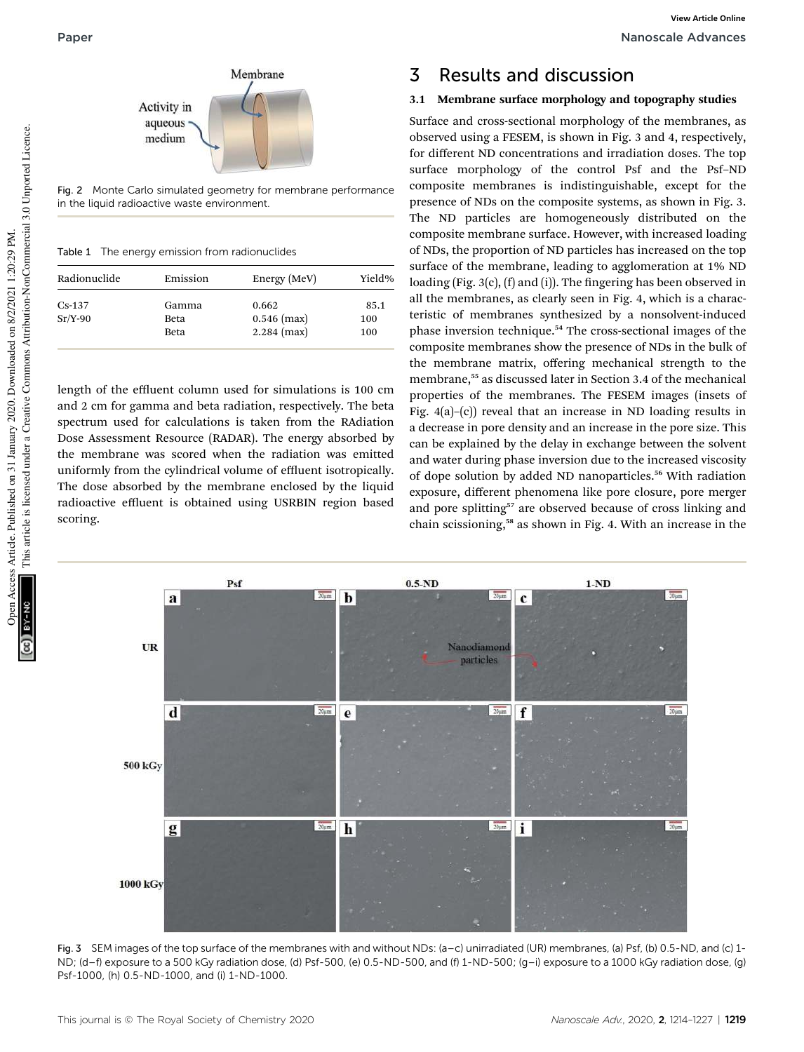Fig. 2 Monte Carlo simulated geometry for membrane performance in the liquid radioactive waste environment.

Table 1 The energy emission from radionuclides

| Radionuclide | Emission | Energy (MeV) | Yield% |
|---|---|---|---|
| Cs-137 | Gamma | 0.662 | 85.1 |
| Sr/Y-90 | Beta | 0.546 (max) | 100 |
| | Beta | 2.284 (max) | 100 |

length of the effluent column used for simulations is 100 cm and 2 cm for gamma and beta radiation, respectively. The beta spectrum used for calculations is taken from the RAdiation Dose Assessment Resource (RADAR). The energy absorbed by the membrane was scored when the radiation was emitted uniformly from the cylindrical volume of effluent isotropically. The dose absorbed by the membrane enclosed by the liquid radioactive effluent is obtained using USRBIN region based scoring.

# 3 Results and discussion

## 3.1 Membrane surface morphology and topography studies

Surface and cross-sectional morphology of the membranes, as observed using a FESEM, is shown in Fig. 3 and 4, respectively, for different ND concentrations and irradiation doses. The top surface morphology of the control Psf and the Psf–ND composite membranes is indistinguishable, except for the presence of NDs on the composite systems, as shown in Fig. 3. The ND particles are homogeneously distributed on the composite membrane surface. However, with increased loading of NDs, the proportion of ND particles has increased on the top surface of the membrane, leading to agglomeration at 1% ND loading (Fig. 3(c), (f) and (i)). The fingering has been observed in all the membranes, as clearly seen in Fig. 4, which is a characteristic of membranes synthesized by a nonsolvent-induced phase inversion technique.[54] The cross-sectional images of the composite membranes show the presence of NDs in the bulk of the membrane matrix, offering mechanical strength to the membrane,[55] as discussed later in Section 3.4 of the mechanical properties of the membranes. The FESEM images (insets of Fig. 4(a)–(c)) reveal that an increase in ND loading results in a decrease in pore density and an increase in the pore size. This can be explained by the delay in exchange between the solvent and water during phase inversion due to the increased viscosity of dope solution by added ND nanoparticles.[56] With radiation exposure, different phenomena like pore closure, pore merger and pore splitting[57] are observed because of cross linking and chain scissioning,[58] as shown in Fig. 4. With an increase in the

Fig. 3 SEM images of the top surface of the membranes with and without NDs: (a–c) unirradiated (UR) membranes, (a) Psf, (b) 0.5-ND, and (c) 1-ND; (d–f) exposure to a 500 kGy radiation dose, (d) Psf-500, (e) 0.5-ND-500, and (f) 1-ND-500; (g–i) exposure to a 1000 kGy radiation dose, (g) Psf-1000, (h) 0.5-ND-1000, and (i) 1-ND-1000.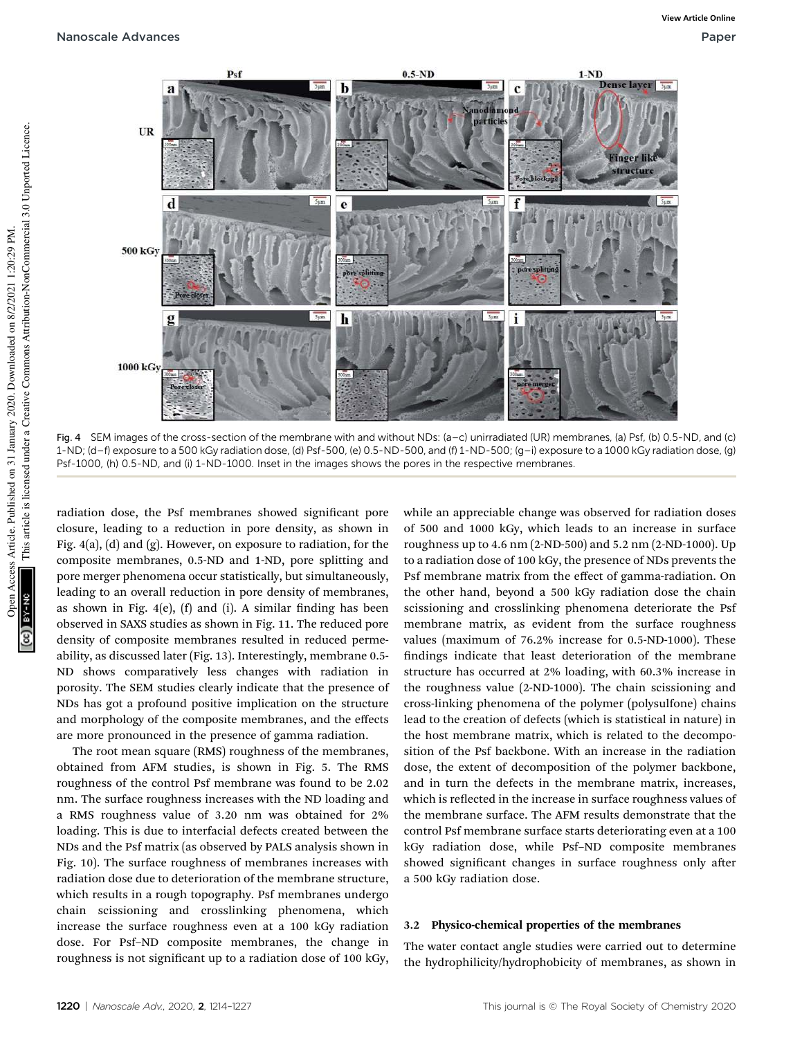Fig. 4 SEM images of the cross-section of the membrane with and without NDs: (a–c) unirradiated (UR) membranes, (a) Psf, (b) 0.5-ND, and (c) 1-ND; (d–f) exposure to a 500 kGy radiation dose, (d) Psf-500, (e) 0.5-ND-500, and (f) 1-ND-500; (g–i) exposure to a 1000 kGy radiation dose, (g) Psf-1000, (h) 0.5-ND, and (i) 1-ND-1000. Inset in the images shows the pores in the respective membranes.

radiation dose, the Psf membranes showed significant pore closure, leading to a reduction in pore density, as shown in Fig. 4(a), (d) and (g). However, on exposure to radiation, for the composite membranes, 0.5-ND and 1-ND, pore splitting and pore merger phenomena occur statistically, but simultaneously, leading to an overall reduction in pore density of membranes, as shown in Fig. 4(e), (f) and (i). A similar finding has been observed in SAXS studies as shown in Fig. 11. The reduced pore density of composite membranes resulted in reduced permeability, as discussed later (Fig. 13). Interestingly, membrane 0.5-ND shows comparatively less changes with radiation in porosity. The SEM studies clearly indicate that the presence of NDs has got a profound positive implication on the structure and morphology of the composite membranes, and the effects are more pronounced in the presence of gamma radiation.

The root mean square (RMS) roughness of the membranes, obtained from AFM studies, is shown in Fig. 5. The RMS roughness of the control Psf membrane was found to be 2.02 nm. The surface roughness increases with the ND loading and a RMS roughness value of 3.20 nm was obtained for 2% loading. This is due to interfacial defects created between the NDs and the Psf matrix (as observed by PALS analysis shown in Fig. 10). The surface roughness of membranes increases with radiation dose due to deterioration of the membrane structure, which results in a rough topography. Psf membranes undergo chain scissioning and crosslinking phenomena, which increase the surface roughness even at a 100 kGy radiation dose. For Psf–ND composite membranes, the change in roughness is not significant up to a radiation dose of 100 kGy, while an appreciable change was observed for radiation doses of 500 and 1000 kGy, which leads to an increase in surface roughness up to 4.6 nm (2-ND-500) and 5.2 nm (2-ND-1000). Up to a radiation dose of 100 kGy, the presence of NDs prevents the Psf membrane matrix from the effect of gamma-radiation. On the other hand, beyond a 500 kGy radiation dose the chain scissioning and crosslinking phenomena deteriorate the Psf membrane matrix, as evident from the surface roughness values (maximum of 76.2% increase for 0.5-ND-1000). These findings indicate that least deterioration of the membrane structure has occurred at 2% loading, with 60.3% increase in the roughness value (2-ND-1000). The chain scissioning and cross-linking phenomena of the polymer (polysulfone) chains lead to the creation of defects (which is statistical in nature) in the host membrane matrix, which is related to the decomposition of the Psf backbone. With an increase in the radiation dose, the extent of decomposition of the polymer backbone, and in turn the defects in the membrane matrix, increases, which is reflected in the increase in surface roughness values of the membrane surface. The AFM results demonstrate that the control Psf membrane surface starts deteriorating even at a 100 kGy radiation dose, while Psf–ND composite membranes showed significant changes in surface roughness only after a 500 kGy radiation dose.

### 3.2 Physico-chemical properties of the membranes

The water contact angle studies were carried out to determine the hydrophilicity/hydrophobicity of membranes, as shown in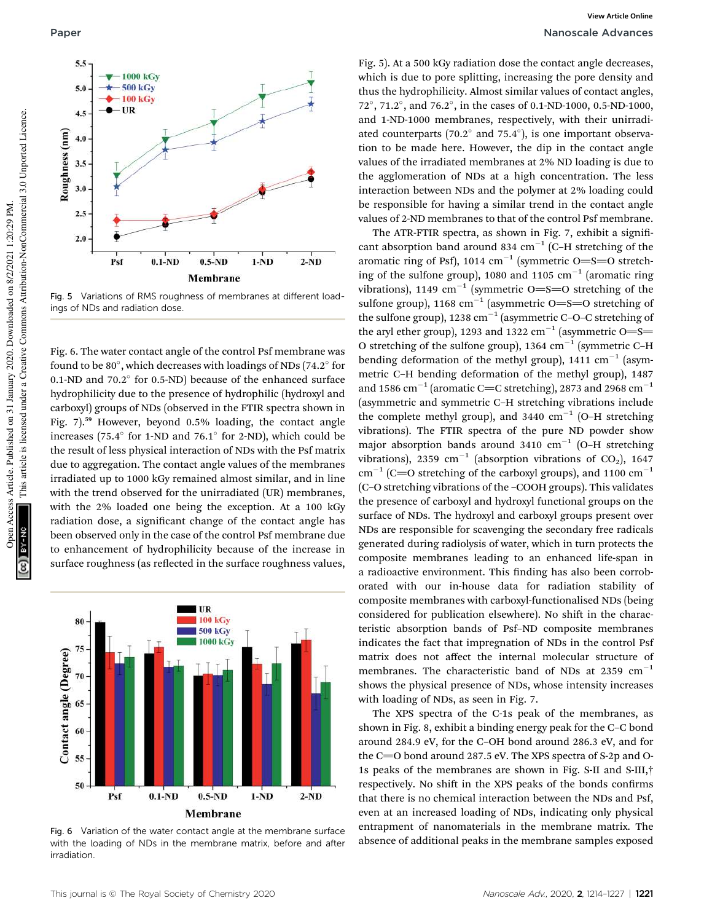Fig. 5 Variations of RMS roughness of membranes at different loadings of NDs and radiation dose.

Fig. 6. The water contact angle of the control Psf membrane was found to be 80°, which decreases with loadings of NDs (74.2° for 0.1-ND and 70.2° for 0.5-ND) because of the enhanced surface hydrophilicity due to the presence of hydrophilic (hydroxyl and carboxyl) groups of NDs (observed in the FTIR spectra shown in Fig. 7).[59] However, beyond 0.5% loading, the contact angle increases (75.4° for 1-ND and 76.1° for 2-ND), which could be the result of less physical interaction of NDs with the Psf matrix due to aggregation. The contact angle values of the membranes irradiated up to 1000 kGy remained almost similar, and in line with the trend observed for the unirradiated (UR) membranes, with the 2% loaded one being the exception. At a 100 kGy radiation dose, a significant change of the contact angle has been observed only in the case of the control Psf membrane due to enhancement of hydrophilicity because of the increase in surface roughness (as reflected in the surface roughness values, Fig. 5). At a 500 kGy radiation dose the contact angle decreases, which is due to pore splitting, increasing the pore density and thus the hydrophilicity. Almost similar values of contact angles, 72°, 71.2°, and 76.2°, in the cases of 0.1-ND-1000, 0.5-ND-1000, and 1-ND-1000 membranes, respectively, with their unirradiated counterparts (70.2° and 75.4°), is one important observation to be made here. However, the dip in the contact angle values of the irradiated membranes at 2% ND loading is due to the agglomeration of NDs at a high concentration. The less interaction between NDs and the polymer at 2% loading could be responsible for having a similar trend in the contact angle values of 2-ND membranes to that of the control Psf membrane.

Fig. 6 Variation of the water contact angle at the membrane surface with the loading of NDs in the membrane matrix, before and after irradiation.

The ATR-FTIR spectra, as shown in Fig. 7, exhibit a significant absorption band around 834 $cm^{-1}$ (C–H stretching of the aromatic ring of Psf), 1014 $cm^{-1}$ (symmetric O=S=O stretching of the sulfone group), 1080 and 1105 $cm^{-1}$ (aromatic ring vibrations), 1149 $cm^{-1}$ (symmetric O=S=O stretching of the sulfone group), 1168 $cm^{-1}$ (asymmetric O=S=O stretching of the sulfone group), 1238 $cm^{-1}$ (asymmetric C–O–C stretching of the aryl ether group), 1293 and 1322 $cm^{-1}$ (asymmetric O=S=O stretching of the sulfone group), 1364 $cm^{-1}$ (symmetric C–H bending deformation of the methyl group), 1411 $cm^{-1}$ (asymmetric C–H bending deformation of the methyl group), 1487 and 1586 $cm^{-1}$ (aromatic C=C stretching), 2873 and 2968 $cm^{-1}$ (asymmetric and symmetric C–H stretching vibrations include the complete methyl group), and 3440 $cm^{-1}$ (O–H stretching vibrations). The FTIR spectra of the pure ND powder show major absorption bands around 3410 $cm^{-1}$ (O–H stretching vibrations), 2359 $cm^{-1}$ (absorption vibrations of $CO_2$), 1647 $cm^{-1}$ (C=O stretching of the carboxyl groups), and 1100 $cm^{-1}$ (C–O stretching vibrations of the –COOH groups). This validates the presence of carboxyl and hydroxyl functional groups on the surface of NDs. The hydroxyl and carboxyl groups present over NDs are responsible for scavenging the secondary free radicals generated during radiolysis of water, which in turn protects the composite membranes leading to an enhanced life-span in a radioactive environment. This finding has also been corroborated with our in-house data for radiation stability of composite membranes with carboxyl-functionalised NDs (being considered for publication elsewhere). No shift in the characteristic absorption bands of Psf–ND composite membranes indicates the fact that impregnation of NDs in the control Psf matrix does not affect the internal molecular structure of membranes. The characteristic band of NDs at 2359 $cm^{-1}$ shows the physical presence of NDs, whose intensity increases with loading of NDs, as seen in Fig. 7.

The XPS spectra of the C-1s peak of the membranes, as shown in Fig. 8, exhibit a binding energy peak for the C–C bond around 284.9 eV, for the C–OH bond around 286.3 eV, and for the C=O bond around 287.5 eV. The XPS spectra of S-2p and O-1s peaks of the membranes are shown in Fig. S-II and S-III,† respectively. No shift in the XPS peaks of the bonds confirms that there is no chemical interaction between the NDs and Psf, even at an increased loading of NDs, indicating only physical entrapment of nanomaterials in the membrane matrix. The absence of additional peaks in the membrane samples exposed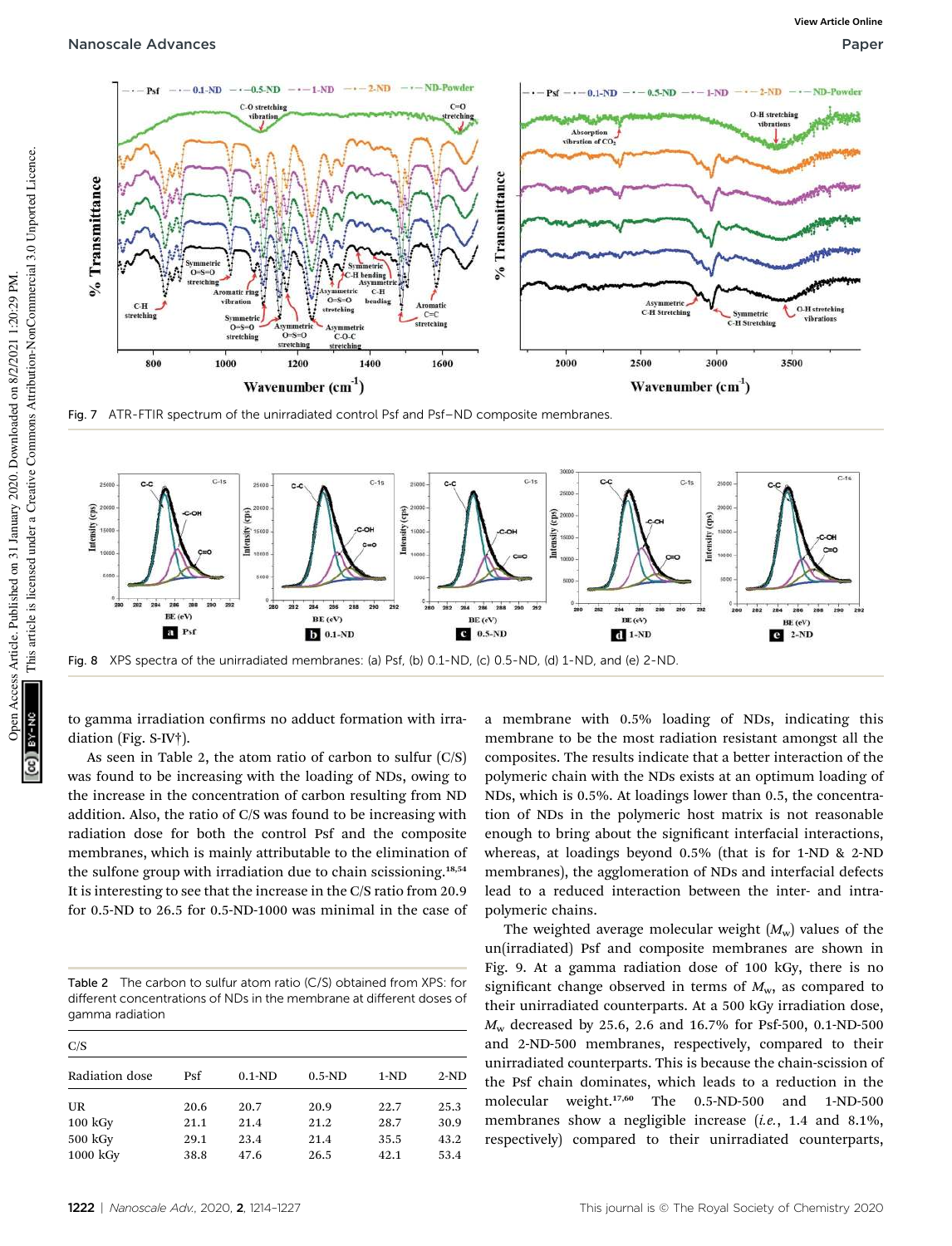Fig. 7 ATR-FTIR spectrum of the unirradiated control Psf and Psf–ND composite membranes.

Fig. 8 XPS spectra of the unirradiated membranes: (a) Psf, (b) 0.1-ND, (c) 0.5-ND, (d) 1-ND, and (e) 2-ND.

to gamma irradiation confirms no adduct formation with irradiation (Fig. S-IV†).

As seen in Table 2, the atom ratio of carbon to sulfur (C/S) was found to be increasing with the loading of NDs, owing to the increase in the concentration of carbon resulting from ND addition. Also, the ratio of C/S was found to be increasing with radiation dose for both the control Psf and the composite membranes, which is mainly attributable to the elimination of the sulfone group with irradiation due to chain scissioning.[18,54] It is interesting to see that the increase in the C/S ratio from 20.9 for 0.5-ND to 26.5 for 0.5-ND-1000 was minimal in the case of a membrane with 0.5% loading of NDs, indicating this membrane to be the most radiation resistant amongst all the composites. The results indicate that a better interaction of the polymeric chain with the NDs exists at an optimum loading of NDs, which is 0.5%. At loadings lower than 0.5, the concentration of NDs in the polymeric host matrix is not reasonable enough to bring about the significant interfacial interactions, whereas, at loadings beyond 0.5% (that is for 1-ND & 2-ND membranes), the agglomeration of NDs and interfacial defects lead to a reduced interaction between the inter- and intra-polymeric chains.

Table 2 The carbon to sulfur atom ratio (C/S) obtained from XPS: for different concentrations of NDs in the membrane at different doses of gamma radiation

| C/S | | | | | |
|---|---|---|---|---|---|
| Radiation dose | Psf | 0.1-ND | 0.5-ND | 1-ND | 2-ND |
| UR | 20.6 | 20.7 | 20.9 | 22.7 | 25.3 |
| 100 kGy | 21.1 | 21.4 | 21.2 | 28.7 | 30.9 |
| 500 kGy | 29.1 | 23.4 | 21.4 | 35.5 | 43.2 |
| 1000 kGy | 38.8 | 47.6 | 26.5 | 42.1 | 53.4 |

The weighted average molecular weight ($M_w$) values of the un(irradiated) Psf and composite membranes are shown in Fig. 9. At a gamma radiation dose of 100 kGy, there is no significant change observed in terms of $M_w$, as compared to their unirradiated counterparts. At a 500 kGy irradiation dose, $M_w$ decreased by 25.6, 2.6 and 16.7% for Psf-500, 0.1-ND-500 and 2-ND-500 membranes, respectively, compared to their unirradiated counterparts. This is because the chain-scission of the Psf chain dominates, which leads to a reduction in the molecular weight.[17,60] The 0.5-ND-500 and 1-ND-500 membranes show a negligible increase (*i.e.*, 1.4 and 8.1%, respectively) compared to their unirradiated counterparts,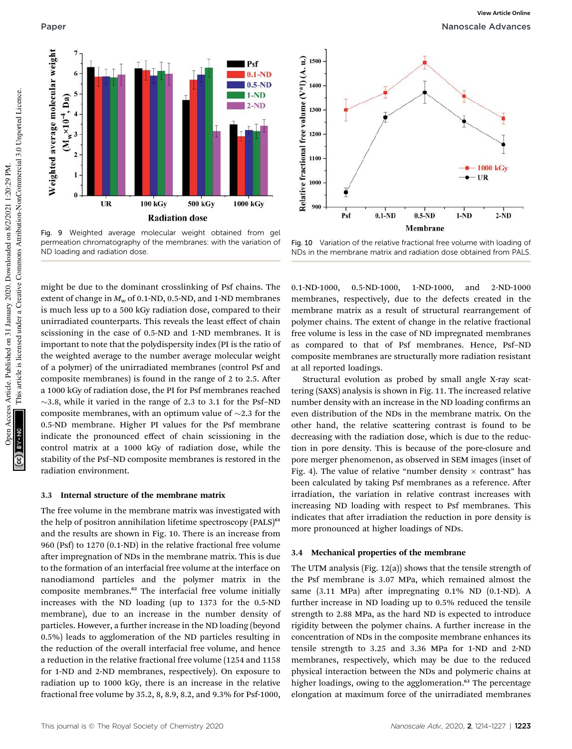Fig. 9 Weighted average molecular weight obtained from gel permeation chromatography of the membranes: with the variation of ND loading and radiation dose.

Fig. 10 Variation of the relative fractional free volume with loading of NDs in the membrane matrix and radiation dose obtained from PALS.

might be due to the dominant crosslinking of Psf chains. The extent of change in $M_w$ of 0.1-ND, 0.5-ND, and 1-ND membranes is much less up to a 500 kGy radiation dose, compared to their unirradiated counterparts. This reveals the least effect of chain scissioning in the case of 0.5-ND and 1-ND membranes. It is important to note that the polydispersity index (PI is the ratio of the weighted average to the number average molecular weight of a polymer) of the unirradiated membranes (control Psf and composite membranes) is found in the range of 2 to 2.5. After a 1000 kGy of radiation dose, the PI for Psf membranes reached ~3.8, while it varied in the range of 2.3 to 3.1 for the Psf–ND composite membranes, with an optimum value of ~2.3 for the 0.5-ND membrane. Higher PI values for the Psf membrane indicate the pronounced effect of chain scissioning in the control matrix at a 1000 kGy of radiation dose, while the stability of the Psf–ND composite membranes is restored in the radiation environment.

### 3.3 Internal structure of the membrane matrix

The free volume in the membrane matrix was investigated with the help of positron annihilation lifetime spectroscopy (PALS)[61] and the results are shown in Fig. 10. There is an increase from 960 (Psf) to 1270 (0.1-ND) in the relative fractional free volume after impregnation of NDs in the membrane matrix. This is due to the formation of an interfacial free volume at the interface on nanodiamond particles and the polymer matrix in the composite membranes.[62] The interfacial free volume initially increases with the ND loading (up to 1373 for the 0.5-ND membrane), due to an increase in the number density of particles. However, a further increase in the ND loading (beyond 0.5%) leads to agglomeration of the ND particles resulting in the reduction of the overall interfacial free volume, and hence a reduction in the relative fractional free volume (1254 and 1158 for 1-ND and 2-ND membranes, respectively). On exposure to radiation up to 1000 kGy, there is an increase in the relative fractional free volume by 35.2, 8, 8.9, 8.2, and 9.3% for Psf-1000, 0.1-ND-1000, 0.5-ND-1000, 1-ND-1000, and 2-ND-1000 membranes, respectively, due to the defects created in the membrane matrix as a result of structural rearrangement of polymer chains. The extent of change in the relative fractional free volume is less in the case of ND impregnated membranes as compared to that of Psf membranes. Hence, Psf–ND composite membranes are structurally more radiation resistant at all reported loadings.

Structural evolution as probed by small angle X-ray scattering (SAXS) analysis is shown in Fig. 11. The increased relative number density with an increase in the ND loading confirms an even distribution of the NDs in the membrane matrix. On the other hand, the relative scattering contrast is found to be decreasing with the radiation dose, which is due to the reduction in pore density. This is because of the pore-closure and pore merger phenomenon, as observed in SEM images (inset of Fig. 4). The value of relative "number density × contrast" has been calculated by taking Psf membranes as a reference. After irradiation, the variation in relative contrast increases with increasing ND loading with respect to Psf membranes. This indicates that after irradiation the reduction in pore density is more pronounced at higher loadings of NDs.

### 3.4 Mechanical properties of the membrane

The UTM analysis (Fig. 12(a)) shows that the tensile strength of the Psf membrane is 3.07 MPa, which remained almost the same (3.11 MPa) after impregnating 0.1% ND (0.1-ND). A further increase in ND loading up to 0.5% reduced the tensile strength to 2.88 MPa, as the hard ND is expected to introduce rigidity between the polymer chains. A further increase in the concentration of NDs in the composite membrane enhances its tensile strength to 3.25 and 3.36 MPa for 1-ND and 2-ND membranes, respectively, which may be due to the reduced physical interaction between the NDs and polymeric chains at higher loadings, owing to the agglomeration.[63] The percentage elongation at maximum force of the unirradiated membranes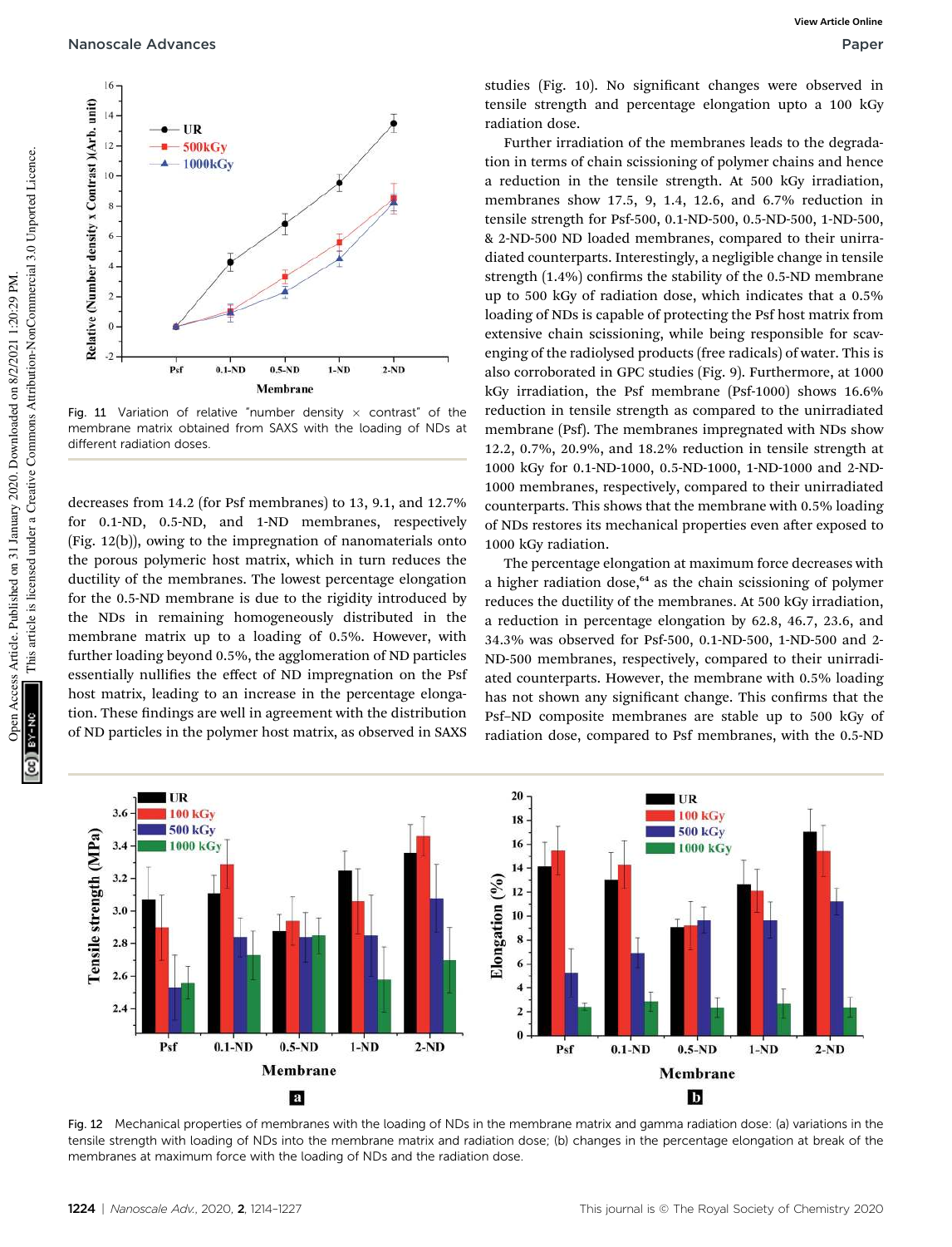Fig. 11 Variation of relative "number density × contrast" of the membrane matrix obtained from SAXS with the loading of NDs at different radiation doses.

decreases from 14.2 (for Psf membranes) to 13, 9.1, and 12.7% for 0.1-ND, 0.5-ND, and 1-ND membranes, respectively (Fig. 12(b)), owing to the impregnation of nanomaterials onto the porous polymeric host matrix, which in turn reduces the ductility of the membranes. The lowest percentage elongation for the 0.5-ND membrane is due to the rigidity introduced by the NDs in remaining homogeneously distributed in the membrane matrix up to a loading of 0.5%. However, with further loading beyond 0.5%, the agglomeration of ND particles essentially nullifies the effect of ND impregnation on the Psf host matrix, leading to an increase in the percentage elongation. These findings are well in agreement with the distribution of ND particles in the polymer host matrix, as observed in SAXS studies (Fig. 10). No significant changes were observed in tensile strength and percentage elongation upto a 100 kGy radiation dose.

Further irradiation of the membranes leads to the degradation in terms of chain scissioning of polymer chains and hence a reduction in the tensile strength. At 500 kGy irradiation, membranes show 17.5, 9, 1.4, 12.6, and 6.7% reduction in tensile strength for Psf-500, 0.1-ND-500, 0.5-ND-500, 1-ND-500, & 2-ND-500 ND loaded membranes, compared to their unirradiated counterparts. Interestingly, a negligible change in tensile strength (1.4%) confirms the stability of the 0.5-ND membrane up to 500 kGy of radiation dose, which indicates that a 0.5% loading of NDs is capable of protecting the Psf host matrix from extensive chain scissioning, while being responsible for scavenging of the radiolysed products (free radicals) of water. This is also corroborated in GPC studies (Fig. 9). Furthermore, at 1000 kGy irradiation, the Psf membrane (Psf-1000) shows 16.6% reduction in tensile strength as compared to the unirradiated membrane (Psf). The membranes impregnated with NDs show 12.2, 0.7%, 20.9%, and 18.2% reduction in tensile strength at 1000 kGy for 0.1-ND-1000, 0.5-ND-1000, 1-ND-1000 and 2-ND-1000 membranes, respectively, compared to their unirradiated counterparts. This shows that the membrane with 0.5% loading of NDs restores its mechanical properties even after exposed to 1000 kGy radiation.

The percentage elongation at maximum force decreases with a higher radiation dose,[64] as the chain scissioning of polymer reduces the ductility of the membranes. At 500 kGy irradiation, a reduction in percentage elongation by 62.8, 46.7, 23.6, and 34.3% was observed for Psf-500, 0.1-ND-500, 1-ND-500 and 2-ND-500 membranes, respectively, compared to their unirradiated counterparts. However, the membrane with 0.5% loading has not shown any significant change. This confirms that the Psf–ND composite membranes are stable up to 500 kGy of radiation dose, compared to Psf membranes, with the 0.5-ND

Fig. 12 Mechanical properties of membranes with the loading of NDs in the membrane matrix and gamma radiation dose: (a) variations in the tensile strength with loading of NDs into the membrane matrix and radiation dose; (b) changes in the percentage elongation at break of the membranes at maximum force with the loading of NDs and the radiation dose.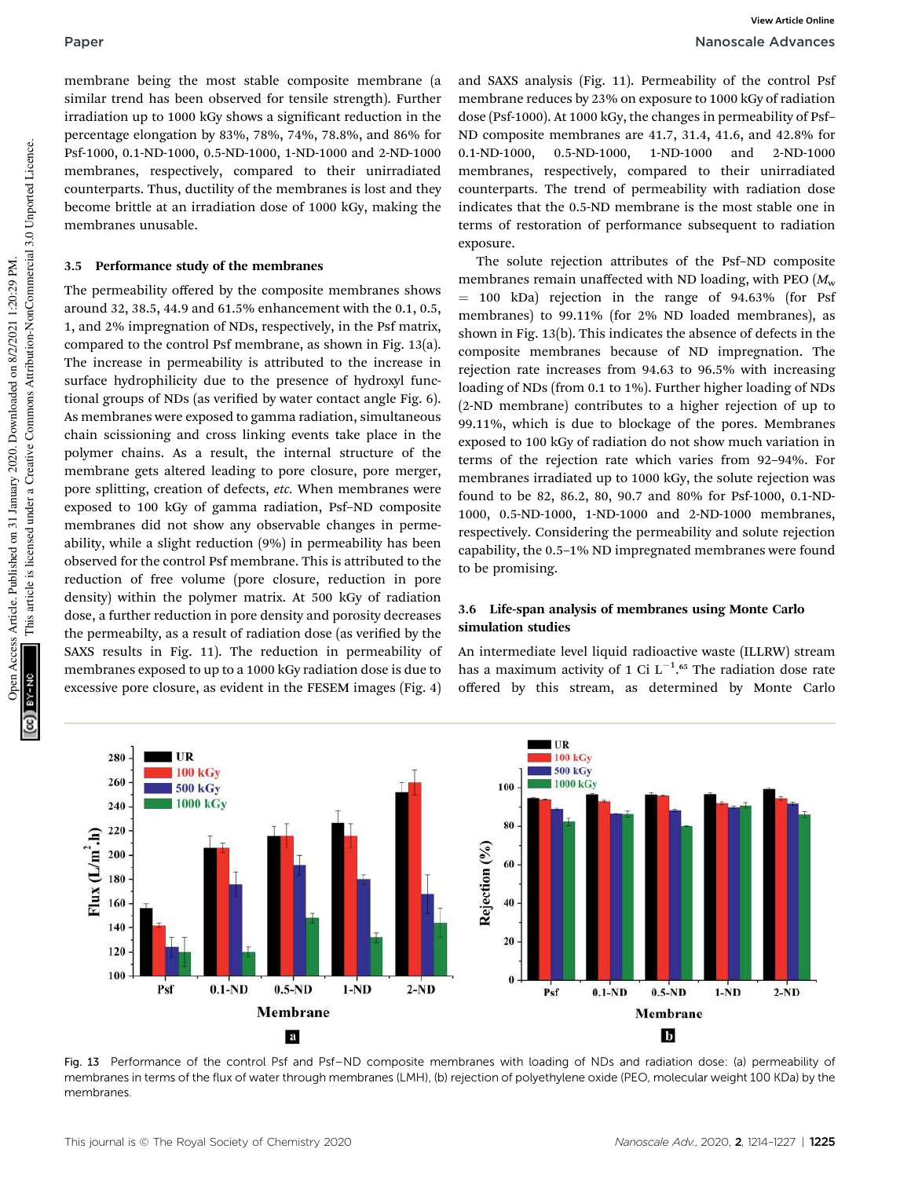membrane being the most stable composite membrane (a similar trend has been observed for tensile strength). Further irradiation up to 1000 kGy shows a significant reduction in the percentage elongation by 83%, 78%, 74%, 78.8%, and 86% for Psf-1000, 0.1-ND-1000, 0.5-ND-1000, 1-ND-1000 and 2-ND-1000 membranes, respectively, compared to their unirradiated counterparts. Thus, ductility of the membranes is lost and they become brittle at an irradiation dose of 1000 kGy, making the membranes unusable.

### 3.5 Performance study of the membranes

The permeability offered by the composite membranes shows around 32, 38.5, 44.9 and 61.5% enhancement with the 0.1, 0.5, 1, and 2% impregnation of NDs, respectively, in the Psf matrix, compared to the control Psf membrane, as shown in Fig. 13(a). The increase in permeability is attributed to the increase in surface hydrophilicity due to the presence of hydroxyl functional groups of NDs (as verified by water contact angle Fig. 6). As membranes were exposed to gamma radiation, simultaneous chain scissioning and cross linking events take place in the polymer chains. As a result, the internal structure of the membrane gets altered leading to pore closure, pore merger, pore splitting, creation of defects, *etc.* When membranes were exposed to 100 kGy of gamma radiation, Psf–ND composite membranes did not show any observable changes in permeability, while a slight reduction (9%) in permeability has been observed for the control Psf membrane. This is attributed to the reduction of free volume (pore closure, reduction in pore density) within the polymer matrix. At 500 kGy of radiation dose, a further reduction in pore density and porosity decreases the permeabilty, as a result of radiation dose (as verified by the SAXS results in Fig. 11). The reduction in permeability of membranes exposed to up to a 1000 kGy radiation dose is due to excessive pore closure, as evident in the FESEM images (Fig. 4) and SAXS analysis (Fig. 11). Permeability of the control Psf membrane reduces by 23% on exposure to 1000 kGy of radiation dose (Psf-1000). At 1000 kGy, the changes in permeability of Psf–ND composite membranes are 41.7, 31.4, 41.6, and 42.8% for 0.1-ND-1000, 0.5-ND-1000, 1-ND-1000 and 2-ND-1000 membranes, respectively, compared to their unirradiated counterparts. The trend of permeability with radiation dose indicates that the 0.5-ND membrane is the most stable one in terms of restoration of performance subsequent to radiation exposure.

The solute rejection attributes of the Psf–ND composite membranes remain unaffected with ND loading, with PEO ($M_w$ = 100 kDa) rejection in the range of 94.63% (for Psf membranes) to 99.11% (for 2% ND loaded membranes), as shown in Fig. 13(b). This indicates the absence of defects in the composite membranes because of ND impregnation. The rejection rate increases from 94.63 to 96.5% with increasing loading of NDs (from 0.1 to 1%). Further higher loading of NDs (2-ND membrane) contributes to a higher rejection of up to 99.11%, which is due to blockage of the pores. Membranes exposed to 100 kGy of radiation do not show much variation in terms of the rejection rate which varies from 92–94%. For membranes irradiated up to 1000 kGy, the solute rejection was found to be 82, 86.2, 80, 90.7 and 80% for Psf-1000, 0.1-ND-1000, 0.5-ND-1000, 1-ND-1000 and 2-ND-1000 membranes, respectively. Considering the permeability and solute rejection capability, the 0.5–1% ND impregnated membranes were found to be promising.

### 3.6 Life-span analysis of membranes using Monte Carlo simulation studies

An intermediate level liquid radioactive waste (ILLRW) stream has a maximum activity of 1 Ci $L^{-1}$.[65] The radiation dose rate offered by this stream, as determined by Monte Carlo

Fig. 13 Performance of the control Psf and Psf–ND composite membranes with loading of NDs and radiation dose: (a) permeability of membranes in terms of the flux of water through membranes (LMH), (b) rejection of polyethylene oxide (PEO, molecular weight 100 KDa) by the membranes.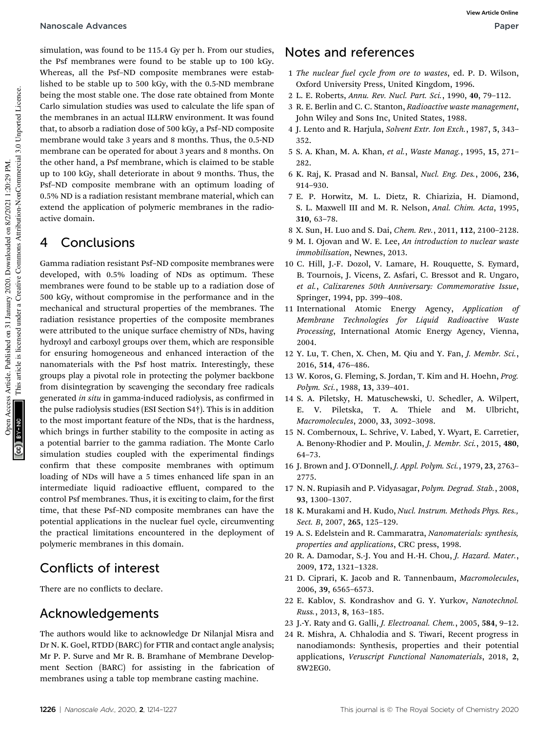simulation, was found to be 115.4 Gy per h. From our studies, the Psf membranes were found to be stable up to 100 kGy. Whereas, all the Psf–ND composite membranes were established to be stable up to 500 kGy, with the 0.5-ND membrane being the most stable one. The dose rate obtained from Monte Carlo simulation studies was used to calculate the life span of the membranes in an actual ILLRW environment. It was found that, to absorb a radiation dose of 500 kGy, a Psf–ND composite membrane would take 3 years and 8 months. Thus, the 0.5-ND membrane can be operated for about 3 years and 8 months. On the other hand, a Psf membrane, which is claimed to be stable up to 100 kGy, shall deteriorate in about 9 months. Thus, the Psf–ND composite membrane with an optimum loading of 0.5% ND is a radiation resistant membrane material, which can extend the application of polymeric membranes in the radioactive domain.

# 4 Conclusions

Gamma radiation resistant Psf–ND composite membranes were developed, with 0.5% loading of NDs as optimum. These membranes were found to be stable up to a radiation dose of 500 kGy, without compromise in the performance and in the mechanical and structural properties of the membranes. The radiation resistance properties of the composite membranes were attributed to the unique surface chemistry of NDs, having hydroxyl and carboxyl groups over them, which are responsible for ensuring homogeneous and enhanced interaction of the nanomaterials with the Psf host matrix. Interestingly, these groups play a pivotal role in protecting the polymer backbone from disintegration by scavenging the secondary free radicals generated *in situ* in gamma-induced radiolysis, as confirmed in the pulse radiolysis studies (ESI Section S4†). This is in addition to the most important feature of the NDs, that is the hardness, which brings in further stability to the composite in acting as a potential barrier to the gamma radiation. The Monte Carlo simulation studies coupled with the experimental findings confirm that these composite membranes with optimum loading of NDs will have a 5 times enhanced life span in an intermediate liquid radioactive effluent, compared to the control Psf membranes. Thus, it is exciting to claim, for the first time, that these Psf–ND composite membranes can have the potential applications in the nuclear fuel cycle, circumventing the practical limitations encountered in the deployment of polymeric membranes in this domain.

## Conflicts of interest

There are no conflicts to declare.

## Acknowledgements

The authors would like to acknowledge Dr Nilanjal Misra and Dr N. K. Goel, RTDD (BARC) for FTIR and contact angle analysis; Mr P. P. Surve and Mr R. B. Bramhane of Membrane Development Section (BARC) for assisting in the fabrication of membranes using a table top membrane casting machine.

## Notes and references

1. *The nuclear fuel cycle from ore to wastes*, ed. P. D. Wilson, Oxford University Press, United Kingdom, 1996.
2. L. E. Roberts, *Annu. Rev. Nucl. Part. Sci.*, 1990, **40**, 79–112.
3. R. E. Berlin and C. C. Stanton, *Radioactive waste management*, John Wiley and Sons Inc, United States, 1988.
4. J. Lento and R. Harjula, *Solvent Extr. Ion Exch.*, 1987, **5**, 343–352.
5. S. A. Khan, M. A. Khan, *et al.*, *Waste Manag.*, 1995, **15**, 271–282.
6. K. Raj, K. Prasad and N. Bansal, *Nucl. Eng. Des.*, 2006, **236**, 914–930.
7. E. P. Horwitz, M. L. Dietz, R. Chiarizia, H. Diamond, S. L. Maxwell III and M. R. Nelson, *Anal. Chim. Acta*, 1995, **310**, 63–78.
8. X. Sun, H. Luo and S. Dai, *Chem. Rev.*, 2011, **112**, 2100–2128.
9. M. I. Ojovan and W. E. Lee, *An introduction to nuclear waste immobilisation*, Newnes, 2013.
10. C. Hill, J.-F. Dozol, V. Lamare, H. Rouquette, S. Eymard, B. Tournois, J. Vicens, Z. Asfari, C. Bressot and R. Ungaro, *et al.*, *Calixarenes 50th Anniversary: Commemorative Issue*, Springer, 1994, pp. 399–408.
11. International Atomic Energy Agency, *Application of Membrane Technologies for Liquid Radioactive Waste Processing*, International Atomic Energy Agency, Vienna, 2004.
12. Y. Lu, T. Chen, X. Chen, M. Qiu and Y. Fan, *J. Membr. Sci.*, 2016, **514**, 476–486.
13. W. Koros, G. Fleming, S. Jordan, T. Kim and H. Hoehn, *Prog. Polym. Sci.*, 1988, **13**, 339–401.
14. S. A. Piletsky, H. Matuschewski, U. Schedler, A. Wilpert, E. V. Piletska, T. A. Thiele and M. Ulbricht, *Macromolecules*, 2000, **33**, 3092–3098.
15. N. Combernoux, L. Schrive, V. Labed, Y. Wyart, E. Carretier, A. Benony-Rhodier and P. Moulin, *J. Membr. Sci.*, 2015, **480**, 64–73.
16. J. Brown and J. O'Donnell, *J. Appl. Polym. Sci.*, 1979, **23**, 2763–2775.
17. N. N. Rupiasih and P. Vidyasagar, *Polym. Degrad. Stab.*, 2008, **93**, 1300–1307.
18. K. Murakami and H. Kudo, *Nucl. Instrum. Methods Phys. Res., Sect. B*, 2007, **265**, 125–129.
19. A. S. Edelstein and R. Cammaratra, *Nanomaterials: synthesis, properties and applications*, CRC press, 1998.
20. R. A. Damodar, S.-J. You and H.-H. Chou, *J. Hazard. Mater.*, 2009, **172**, 1321–1328.
21. D. Ciprari, K. Jacob and R. Tannenbaum, *Macromolecules*, 2006, **39**, 6565–6573.
22. E. Kablov, S. Kondrashov and G. Y. Yurkov, *Nanotechnol. Russ.*, 2013, **8**, 163–185.
23. J.-Y. Raty and G. Galli, *J. Electroanal. Chem.*, 2005, **584**, 9–12.
24. R. Mishra, A. Chhalodia and S. Tiwari, Recent progress in nanodiamonds: Synthesis, properties and their potential applications, *Veruscript Functional Nanomaterials*, 2018, **2**, 8W2EG0.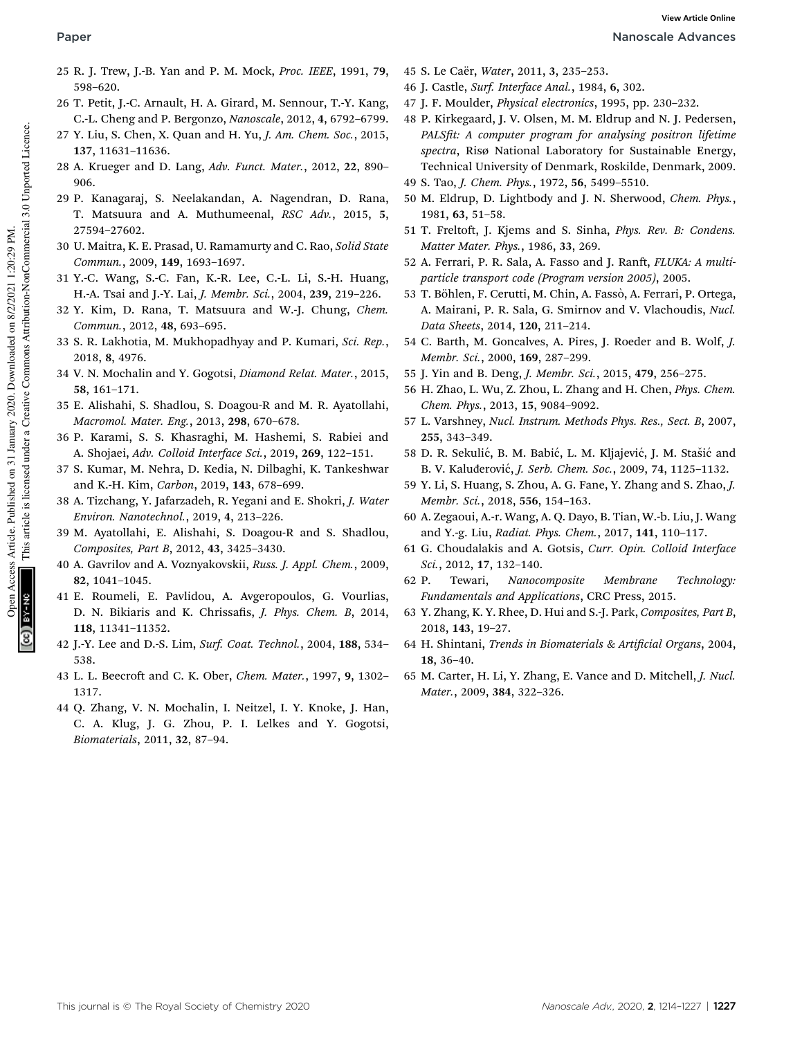25 R. J. Trew, J.-B. Yan and P. M. Mock, *Proc. IEEE*, 1991, **79**, 598–620.

26 T. Petit, J.-C. Arnault, H. A. Girard, M. Sennour, T.-Y. Kang, C.-L. Cheng and P. Bergonzo, *Nanoscale*, 2012, **4**, 6792–6799.

27 Y. Liu, S. Chen, X. Quan and H. Yu, *J. Am. Chem. Soc.*, 2015, **137**, 11631–11636.

28 A. Krueger and D. Lang, *Adv. Funct. Mater.*, 2012, **22**, 890–906.

29 P. Kanagaraj, S. Neelakandan, A. Nagendran, D. Rana, T. Matsuura and A. Muthumeenal, *RSC Adv.*, 2015, **5**, 27594–27602.

30 U. Maitra, K. E. Prasad, U. Ramamurty and C. Rao, *Solid State Commun.*, 2009, **149**, 1693–1697.

31 Y.-C. Wang, S.-C. Fan, K.-R. Lee, C.-L. Li, S.-H. Huang, H.-A. Tsai and J.-Y. Lai, *J. Membr. Sci.*, 2004, **239**, 219–226.

32 Y. Kim, D. Rana, T. Matsuura and W.-J. Chung, *Chem. Commun.*, 2012, **48**, 693–695.

33 S. R. Lakhotia, M. Mukhopadhyay and P. Kumari, *Sci. Rep.*, 2018, **8**, 4976.

34 V. N. Mochalin and Y. Gogotsi, *Diamond Relat. Mater.*, 2015, **58**, 161–171.

35 E. Alishahi, S. Shadlou, S. Doagou-R and M. R. Ayatollahi, *Macromol. Mater. Eng.*, 2013, **298**, 670–678.

36 P. Karami, S. S. Khasraghi, M. Hashemi, S. Rabiei and A. Shojaei, *Adv. Colloid Interface Sci.*, 2019, **269**, 122–151.

37 S. Kumar, M. Nehra, D. Kedia, N. Dilbaghi, K. Tankeshwar and K.-H. Kim, *Carbon*, 2019, **143**, 678–699.

38 A. Tizchang, Y. Jafarzadeh, R. Yegani and E. Shokri, *J. Water Environ. Nanotechnol.*, 2019, **4**, 213–226.

39 M. Ayatollahi, E. Alishahi, S. Doagou-R and S. Shadlou, *Composites, Part B*, 2012, **43**, 3425–3430.

40 A. Gavrilov and A. Voznyakovskii, *Russ. J. Appl. Chem.*, 2009, **82**, 1041–1045.

41 E. Roumeli, E. Pavlidou, A. Avgeropoulos, G. Vourlias, D. N. Bikiaris and K. Chrissafis, *J. Phys. Chem. B*, 2014, **118**, 11341–11352.

42 J.-Y. Lee and D.-S. Lim, *Surf. Coat. Technol.*, 2004, **188**, 534–538.

43 L. L. Beecroft and C. K. Ober, *Chem. Mater.*, 1997, **9**, 1302–1317.

44 Q. Zhang, V. N. Mochalin, I. Neitzel, I. Y. Knoke, J. Han, C. A. Klug, J. G. Zhou, P. I. Lelkes and Y. Gogotsi, *Biomaterials*, 2011, **32**, 87–94.

45 S. Le Caër, *Water*, 2011, **3**, 235–253.

46 J. Castle, *Surf. Interface Anal.*, 1984, **6**, 302.

47 J. F. Moulder, *Physical electronics*, 1995, pp. 230–232.

48 P. Kirkegaard, J. V. Olsen, M. M. Eldrup and N. J. Pedersen, *PALSfit: A computer program for analysing positron lifetime spectra*, Risø National Laboratory for Sustainable Energy, Technical University of Denmark, Roskilde, Denmark, 2009.

49 S. Tao, *J. Chem. Phys.*, 1972, **56**, 5499–5510.

50 M. Eldrup, D. Lightbody and J. N. Sherwood, *Chem. Phys.*, 1981, **63**, 51–58.

51 T. Freltoft, J. Kjems and S. Sinha, *Phys. Rev. B: Condens. Matter Mater. Phys.*, 1986, **33**, 269.

52 A. Ferrari, P. R. Sala, A. Fasso and J. Ranft, *FLUKA: A multi-particle transport code (Program version 2005)*, 2005.

53 T. Böhlen, F. Cerutti, M. Chin, A. Fassò, A. Ferrari, P. Ortega, A. Mairani, P. R. Sala, G. Smirnov and V. Vlachoudis, *Nucl. Data Sheets*, 2014, **120**, 211–214.

54 C. Barth, M. Goncalves, A. Pires, J. Roeder and B. Wolf, *J. Membr. Sci.*, 2000, **169**, 287–299.

55 J. Yin and B. Deng, *J. Membr. Sci.*, 2015, **479**, 256–275.

56 H. Zhao, L. Wu, Z. Zhou, L. Zhang and H. Chen, *Phys. Chem. Chem. Phys.*, 2013, **15**, 9084–9092.

57 L. Varshney, *Nucl. Instrum. Methods Phys. Res., Sect. B*, 2007, **255**, 343–349.

58 D. R. Sekulić, B. M. Babić, L. M. Kljajević, J. M. Stašić and B. V. Kaluđerović, *J. Serb. Chem. Soc.*, 2009, **74**, 1125–1132.

59 Y. Li, S. Huang, S. Zhou, A. G. Fane, Y. Zhang and S. Zhao, *J. Membr. Sci.*, 2018, **556**, 154–163.

60 A. Zegaoui, A.-r. Wang, A. Q. Dayo, B. Tian, W.-b. Liu, J. Wang and Y.-g. Liu, *Radiat. Phys. Chem.*, 2017, **141**, 110–117.

61 G. Choudalakis and A. Gotsis, *Curr. Opin. Colloid Interface Sci.*, 2012, **17**, 132–140.

62 P. Tewari, *Nanocomposite Membrane Technology: Fundamentals and Applications*, CRC Press, 2015.

63 Y. Zhang, K. Y. Rhee, D. Hui and S.-J. Park, *Composites, Part B*, 2018, **143**, 19–27.

64 H. Shintani, *Trends in Biomaterials & Artificial Organs*, 2004, **18**, 36–40.

65 M. Carter, H. Li, Y. Zhang, E. Vance and D. Mitchell, *J. Nucl. Mater.*, 2009, **384**, 322–326.